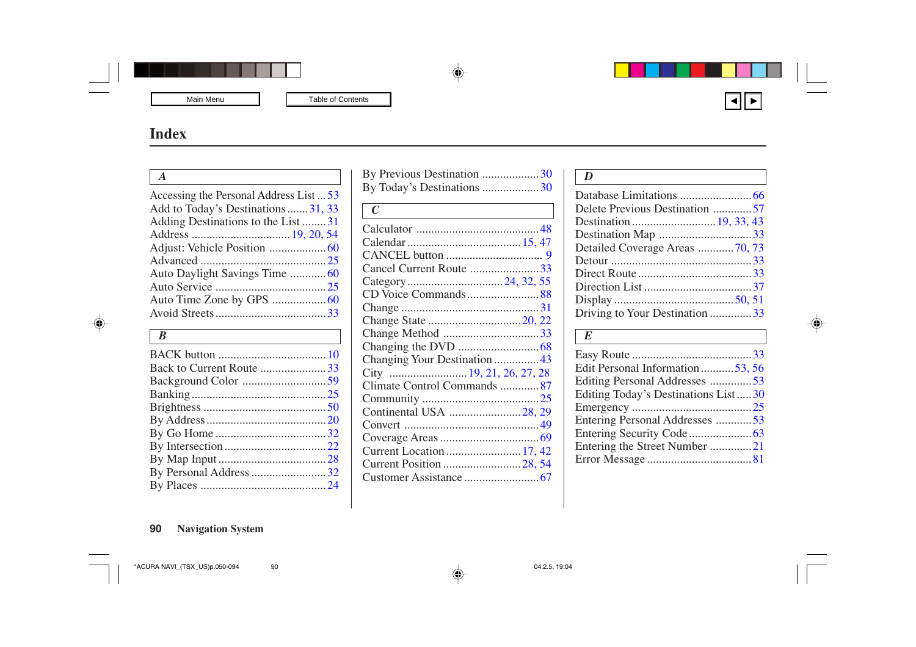# Index

### A

Accessing the Personal Address List ... 53
Add to Today's Destinations ....... 31, 33
Adding Destinations to the List ........ 31
Address ................................ 19, 20, 54
Adjust: Vehicle Position .................. 60
Advanced ......................................... 25
Auto Daylight Savings Time ............ 60
Auto Service .................................... 25
Auto Time Zone by GPS .................. 60
Avoid Streets .................................... 33

### B

BACK button .................................... 10
Back to Current Route ...................... 33
Background Color ............................ 59
Banking ............................................. 25
Brightness ......................................... 50
By Address ........................................ 20
By Go Home ..................................... 32
By Intersection .................................. 22
By Map Input .................................... 28
By Personal Address ......................... 32
By Places .......................................... 24
By Previous Destination ................... 30
By Today's Destinations ................... 30

### C

Calculator ......................................... 48
Calendar ...................................... 15, 47
CANCEL button ................................. 9
Cancel Current Route ....................... 33
Category ............................... 24, 32, 55
CD Voice Commands ........................ 88
Change .............................................. 31
Change State .............................. 20, 22
Change Method ................................ 33
Changing the DVD ........................... 68
Changing Your Destination ............... 43
City ............................ 19, 21, 26, 27, 28
Climate Control Commands ............. 87
Community ....................................... 25
Continental USA ........................ 28, 29
Convert ............................................. 49
Coverage Areas ................................. 69
Current Location ........................ 17, 42
Current Position .......................... 28, 54
Customer Assistance ......................... 67

### D

Database Limitations ........................ 66
Delete Previous Destination ............. 57
Destination ........................... 19, 33, 43
Destination Map ............................... 33
Detailed Coverage Areas ............ 70, 73
Detour ............................................... 33
Direct Route ..................................... 33
Direction List ................................... 37
Display ........................................ 50, 51
Driving to Your Destination ............. 33

### E

Easy Route ........................................ 33
Edit Personal Information ........... 53, 56
Editing Personal Addresses .............. 53
Editing Today's Destinations List ..... 30
Emergency ........................................ 25
Entering Personal Addresses ............ 53
Entering Security Code ..................... 63
Entering the Street Number .............. 21
Error Message .................................. 81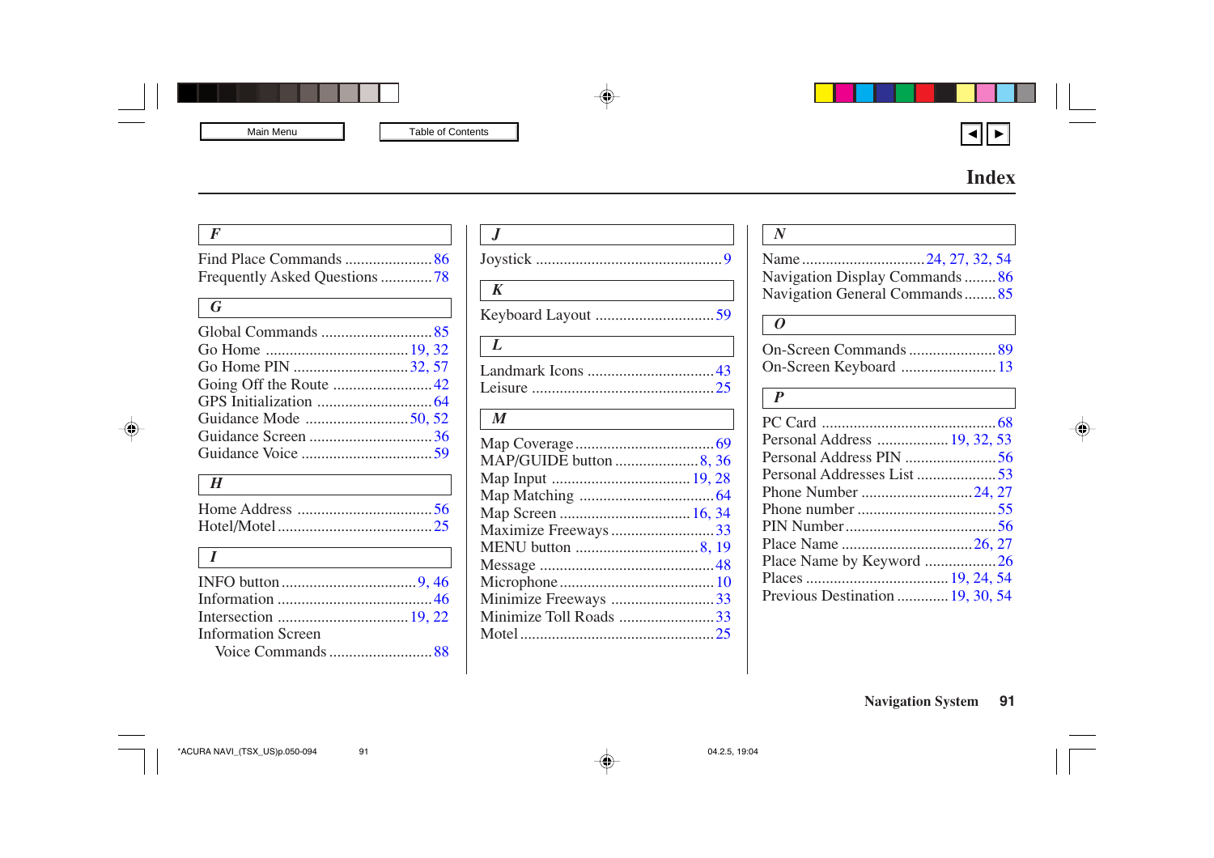# Index

### *F*

Find Place Commands ...................... 86
Frequently Asked Questions ............. 78

### *G*

Global Commands ............................ 85
Go Home .................................... 19, 32
Go Home PIN ............................. 32, 57
Going Off the Route ........................ 42
GPS Initialization ............................. 64
Guidance Mode .......................... 50, 52
Guidance Screen ............................... 36
Guidance Voice ................................. 59

### *H*

Home Address .................................. 56
Hotel/Motel ....................................... 25

### *I*

INFO button .................................. 9, 46
Information ........................................ 46
Intersection ................................ 19, 22
Information Screen
 Voice Commands .......................... 88

### *J*

Joystick ................................................ 9

### *K*

Keyboard Layout ............................... 59

### *L*

Landmark Icons ................................ 43
Leisure ............................................... 25

### *M*

Map Coverage .................................. 69
MAP/GUIDE button ..................... 8, 36
Map Input .................................. 19, 28
Map Matching .................................. 64
Map Screen ................................ 16, 34
Maximize Freeways .......................... 33
MENU button ............................... 8, 19
Message ............................................ 48
Microphone ....................................... 10
Minimize Freeways .......................... 33
Minimize Toll Roads ........................ 33
Motel ................................................. 25

### *N*

Name ............................... 24, 27, 32, 54
Navigation Display Commands ........ 86
Navigation General Commands ........ 85

### *O*

On-Screen Commands ...................... 89
On-Screen Keyboard ........................ 13

### *P*

PC Card ............................................ 68
Personal Address ................. 19, 32, 53
Personal Address PIN ....................... 56
Personal Addresses List .................... 53
Phone Number ............................ 24, 27
Phone number ................................... 55
PIN Number ...................................... 56
Place Name ................................. 26, 27
Place Name by Keyword .................. 26
Places ..................................... 19, 24, 54
Previous Destination ............. 19, 30, 54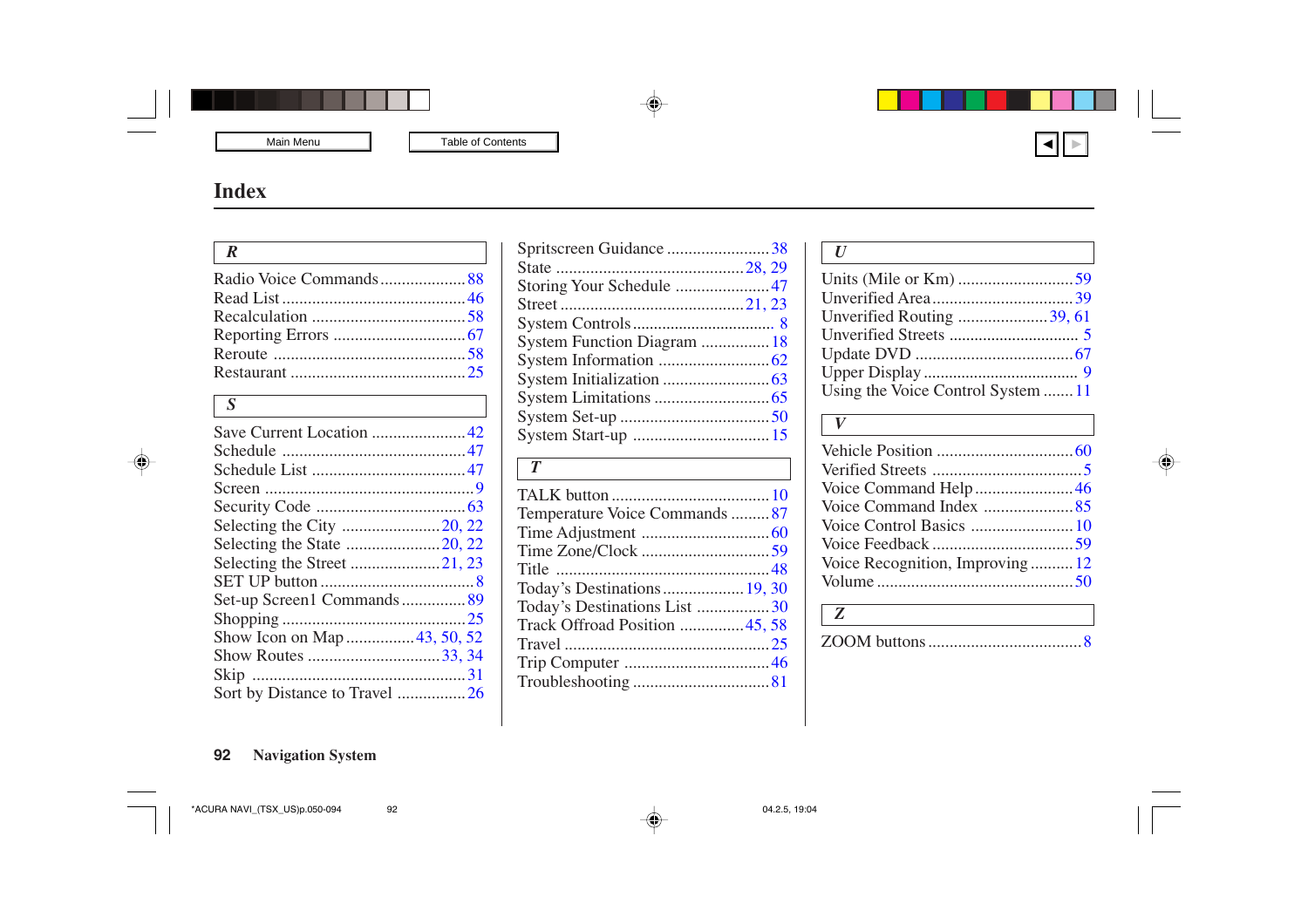# Index

### R

Radio Voice Commands .................... 88
Read List ........................................... 46
Recalculation .................................... 58
Reporting Errors ............................... 67
Reroute ............................................. 58
Restaurant ......................................... 25

### S

Save Current Location ...................... 42
Schedule ........................................... 47
Schedule List .................................... 47
Screen ................................................. 9
Security Code .................................... 63
Selecting the City ....................... 20, 22
Selecting the State ...................... 20, 22
Selecting the Street ..................... 21, 23
SET UP button .................................... 8
Set-up Screen1 Commands ............... 89
Shopping ........................................... 25
Show Icon on Map ................ 43, 50, 52
Show Routes ............................... 33, 34
Skip ................................................... 31
Sort by Distance to Travel ................ 26
Spritscreen Guidance ........................ 38
State ............................................ 28, 29
Storing Your Schedule ...................... 47
Street ........................................... 21, 23
System Controls .................................. 8
System Function Diagram ................ 18
System Information .......................... 62
System Initialization ......................... 63
System Limitations ........................... 65
System Set-up ................................... 50
System Start-up ................................ 15

### T

TALK button ..................................... 10
Temperature Voice Commands ......... 87
Time Adjustment .............................. 60
Time Zone/Clock .............................. 59
Title .................................................. 48
Today’s Destinations ................... 19, 30
Today’s Destinations List ................. 30
Track Offroad Position ............... 45, 58
Travel ................................................ 25
Trip Computer .................................. 46
Troubleshooting ................................ 81

### U

Units (Mile or Km) ........................... 59
Unverified Area ................................. 39
Unverified Routing ..................... 39, 61
Unverified Streets ............................... 5
Update DVD ..................................... 67
Upper Display ..................................... 9
Using the Voice Control System ....... 11

### V

Vehicle Position ................................ 60
Verified Streets ................................... 5
Voice Command Help ....................... 46
Voice Command Index ..................... 85
Voice Control Basics ........................ 10
Voice Feedback ................................. 59
Voice Recognition, Improving .......... 12
Volume .............................................. 50

### Z

ZOOM buttons .................................... 8